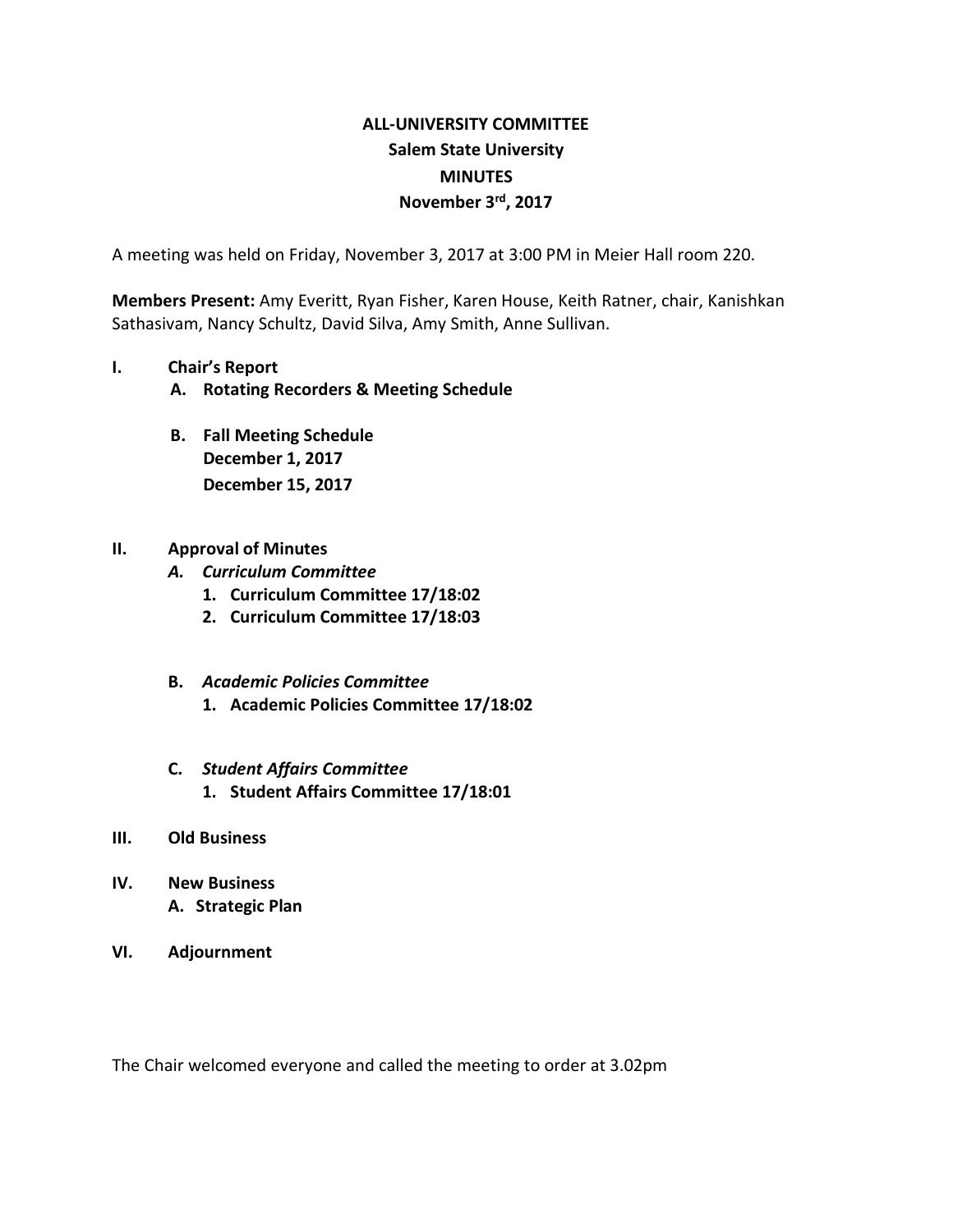# ALL-UNIVERSITY COMMITTEE
## Salem State University
## MINUTES
## November 3rd, 2017

A meeting was held on Friday, November 3, 2017 at 3:00 PM in Meier Hall room 220.

**Members Present:** Amy Everitt, Ryan Fisher, Karen House, Keith Ratner, chair, Kanishkan Sathasivam, Nancy Schultz, David Silva, Amy Smith, Anne Sullivan.

**I. Chair's Report**

- **A. Rotating Recorders & Meeting Schedule**
- **B. Fall Meeting Schedule**
  - **December 1, 2017**
  - **December 15, 2017**

**II. Approval of Minutes**

- **A. *Curriculum Committee***
  1. **Curriculum Committee 17/18:02**
  2. **Curriculum Committee 17/18:03**
- **B. *Academic Policies Committee***
  1. **Academic Policies Committee 17/18:02**
- **C. *Student Affairs Committee***
  1. **Student Affairs Committee 17/18:01**

**III. Old Business**

**IV. New Business**

- **A. Strategic Plan**

**VI. Adjournment**

The Chair welcomed everyone and called the meeting to order at 3.02pm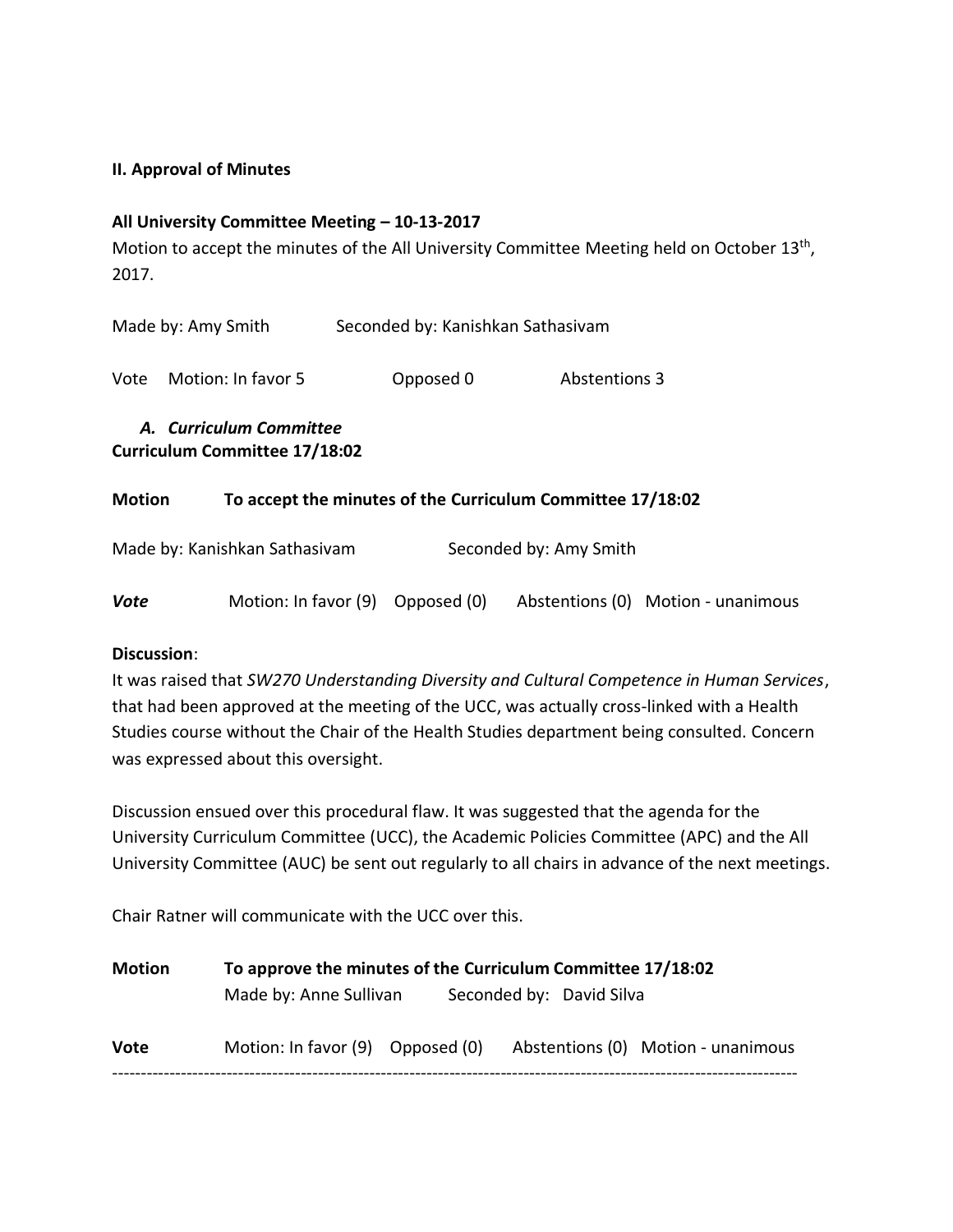**II. Approval of Minutes**

**All University Committee Meeting – 10-13-2017**

Motion to accept the minutes of the All University Committee Meeting held on October 13th, 2017.

Made by: Amy Smith Seconded by: Kanishkan Sathasivam

Vote Motion: In favor 5 Opposed 0 Abstentions 3

***A. Curriculum Committee***

**Curriculum Committee 17/18:02**

**Motion To accept the minutes of the Curriculum Committee 17/18:02**

Made by: Kanishkan Sathasivam Seconded by: Amy Smith

***Vote*** Motion: In favor (9) Opposed (0) Abstentions (0) Motion - unanimous

**Discussion**:

It was raised that *SW270 Understanding Diversity and Cultural Competence in Human Services*, that had been approved at the meeting of the UCC, was actually cross-linked with a Health Studies course without the Chair of the Health Studies department being consulted. Concern was expressed about this oversight.

Discussion ensued over this procedural flaw. It was suggested that the agenda for the University Curriculum Committee (UCC), the Academic Policies Committee (APC) and the All University Committee (AUC) be sent out regularly to all chairs in advance of the next meetings.

Chair Ratner will communicate with the UCC over this.

**Motion To approve the minutes of the Curriculum Committee 17/18:02**

Made by: Anne Sullivan Seconded by: David Silva

**Vote** Motion: In favor (9) Opposed (0) Abstentions (0) Motion - unanimous

---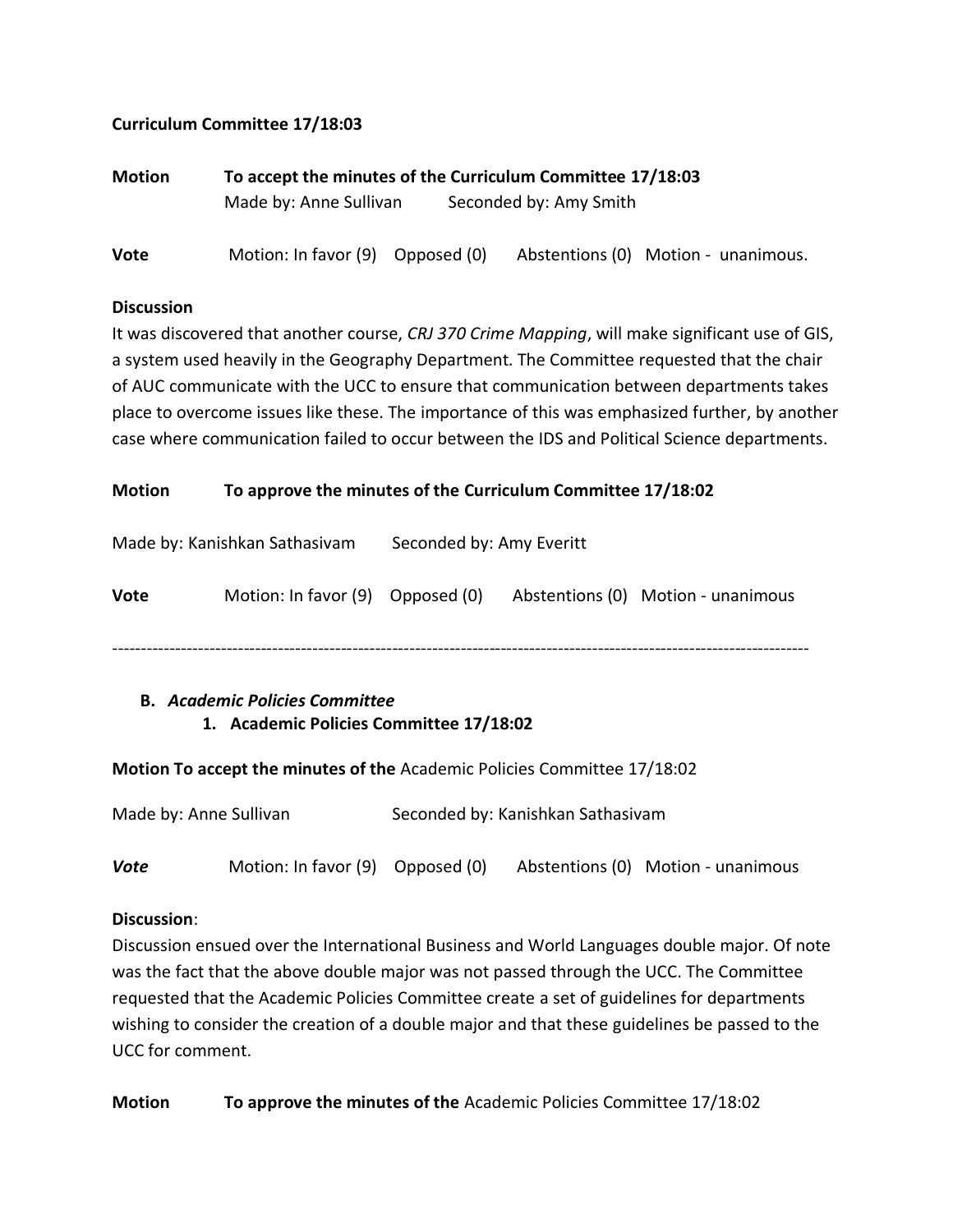**Curriculum Committee 17/18:03**

**Motion** **To accept the minutes of the Curriculum Committee 17/18:03**
Made by: Anne Sullivan Seconded by: Amy Smith

**Vote** Motion: In favor (9) Opposed (0) Abstentions (0) Motion - unanimous.

**Discussion**
It was discovered that another course, *CRJ 370 Crime Mapping*, will make significant use of GIS, a system used heavily in the Geography Department. The Committee requested that the chair of AUC communicate with the UCC to ensure that communication between departments takes place to overcome issues like these. The importance of this was emphasized further, by another case where communication failed to occur between the IDS and Political Science departments.

**Motion** **To approve the minutes of the Curriculum Committee 17/18:02**

Made by: Kanishkan Sathasivam Seconded by: Amy Everitt

**Vote** Motion: In favor (9) Opposed (0) Abstentions (0) Motion - unanimous

---

**B.** ***Academic Policies Committee***

**1. Academic Policies Committee 17/18:02**

**Motion To accept the minutes of the** Academic Policies Committee 17/18:02

Made by: Anne Sullivan Seconded by: Kanishkan Sathasivam

***Vote*** Motion: In favor (9) Opposed (0) Abstentions (0) Motion - unanimous

**Discussion**:
Discussion ensued over the International Business and World Languages double major. Of note was the fact that the above double major was not passed through the UCC. The Committee requested that the Academic Policies Committee create a set of guidelines for departments wishing to consider the creation of a double major and that these guidelines be passed to the UCC for comment.

**Motion** **To approve the minutes of the** Academic Policies Committee 17/18:02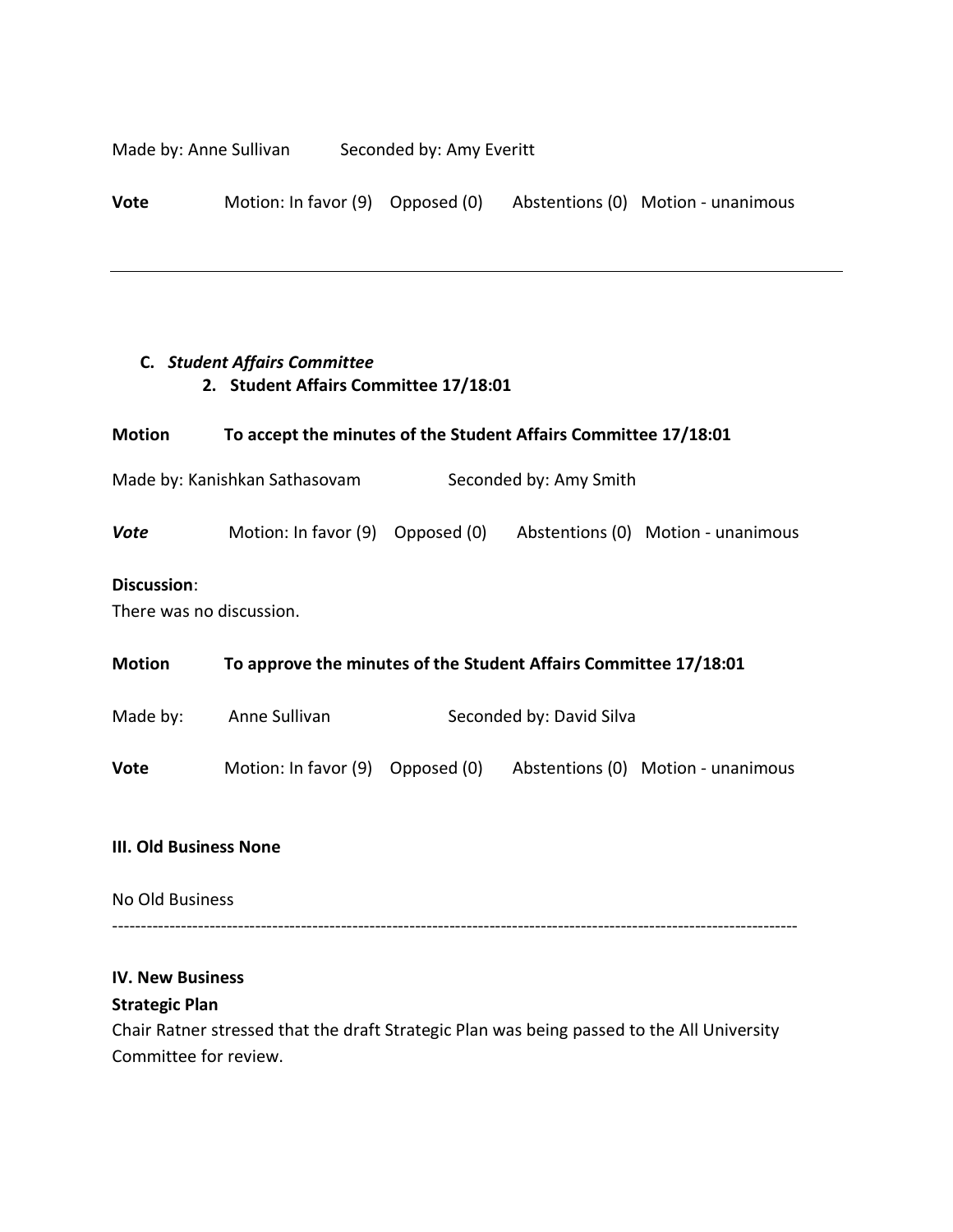Made by: Anne Sullivan Seconded by: Amy Everitt

**Vote** Motion: In favor (9) Opposed (0) Abstentions (0) Motion - unanimous

---

**C.** ***Student Affairs Committee***

**2. Student Affairs Committee 17/18:01**

**Motion** **To accept the minutes of the Student Affairs Committee 17/18:01**

Made by: Kanishkan Sathasovam Seconded by: Amy Smith

***Vote*** Motion: In favor (9) Opposed (0) Abstentions (0) Motion - unanimous

**Discussion**:
There was no discussion.

**Motion** **To approve the minutes of the Student Affairs Committee 17/18:01**

Made by: Anne Sullivan Seconded by: David Silva

**Vote** Motion: In favor (9) Opposed (0) Abstentions (0) Motion - unanimous

**III. Old Business None**

No Old Business

---

**IV. New Business**

**Strategic Plan**

Chair Ratner stressed that the draft Strategic Plan was being passed to the All University Committee for review.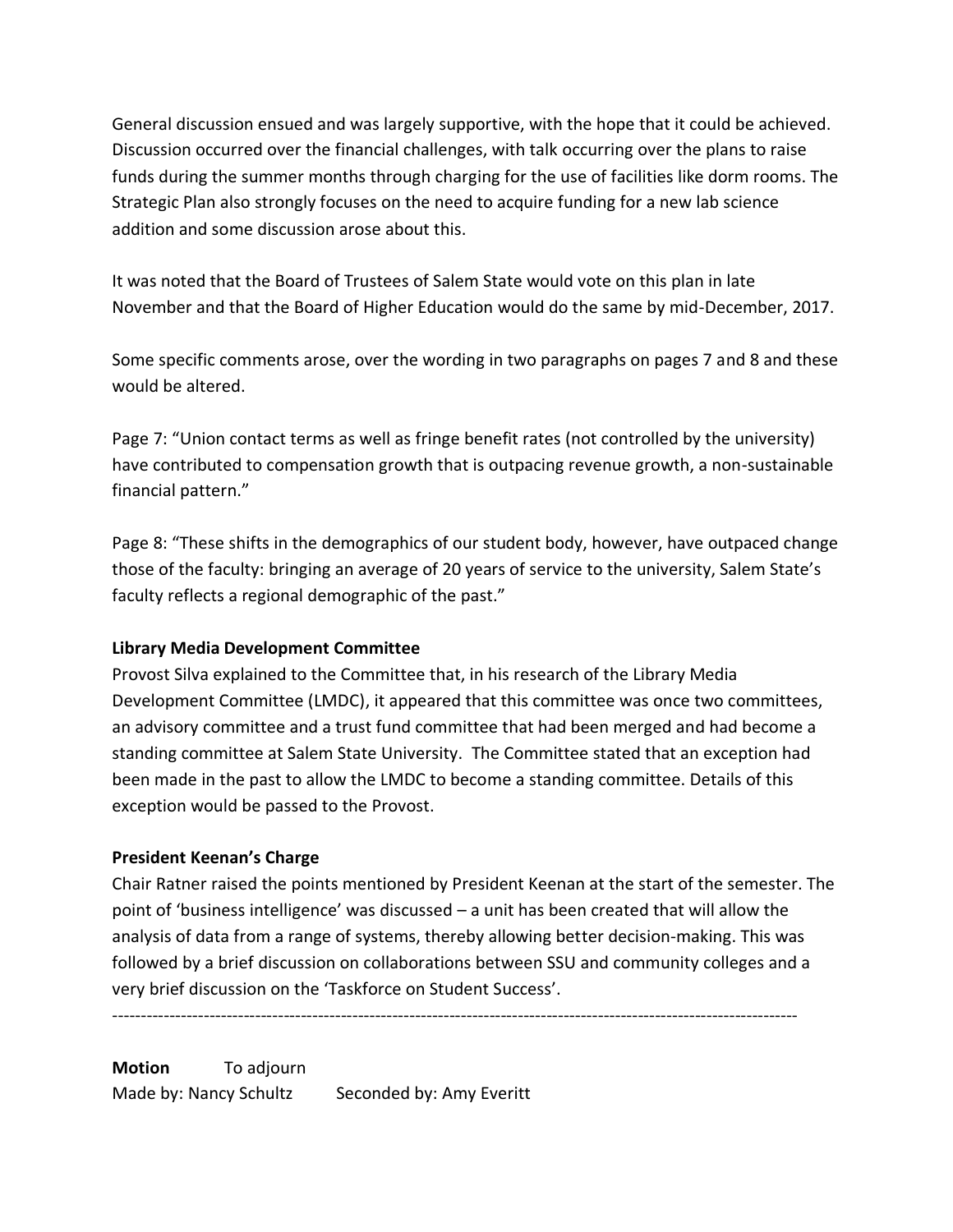General discussion ensued and was largely supportive, with the hope that it could be achieved. Discussion occurred over the financial challenges, with talk occurring over the plans to raise funds during the summer months through charging for the use of facilities like dorm rooms. The Strategic Plan also strongly focuses on the need to acquire funding for a new lab science addition and some discussion arose about this.

It was noted that the Board of Trustees of Salem State would vote on this plan in late November and that the Board of Higher Education would do the same by mid-December, 2017.

Some specific comments arose, over the wording in two paragraphs on pages 7 and 8 and these would be altered.

Page 7: "Union contact terms as well as fringe benefit rates (not controlled by the university) have contributed to compensation growth that is outpacing revenue growth, a non-sustainable financial pattern."

Page 8: "These shifts in the demographics of our student body, however, have outpaced change those of the faculty: bringing an average of 20 years of service to the university, Salem State's faculty reflects a regional demographic of the past."

**Library Media Development Committee**

Provost Silva explained to the Committee that, in his research of the Library Media Development Committee (LMDC), it appeared that this committee was once two committees, an advisory committee and a trust fund committee that had been merged and had become a standing committee at Salem State University. The Committee stated that an exception had been made in the past to allow the LMDC to become a standing committee. Details of this exception would be passed to the Provost.

**President Keenan's Charge**

Chair Ratner raised the points mentioned by President Keenan at the start of the semester. The point of 'business intelligence' was discussed – a unit has been created that will allow the analysis of data from a range of systems, thereby allowing better decision-making. This was followed by a brief discussion on collaborations between SSU and community colleges and a very brief discussion on the 'Taskforce on Student Success'.

---

**Motion** To adjourn

Made by: Nancy Schultz Seconded by: Amy Everitt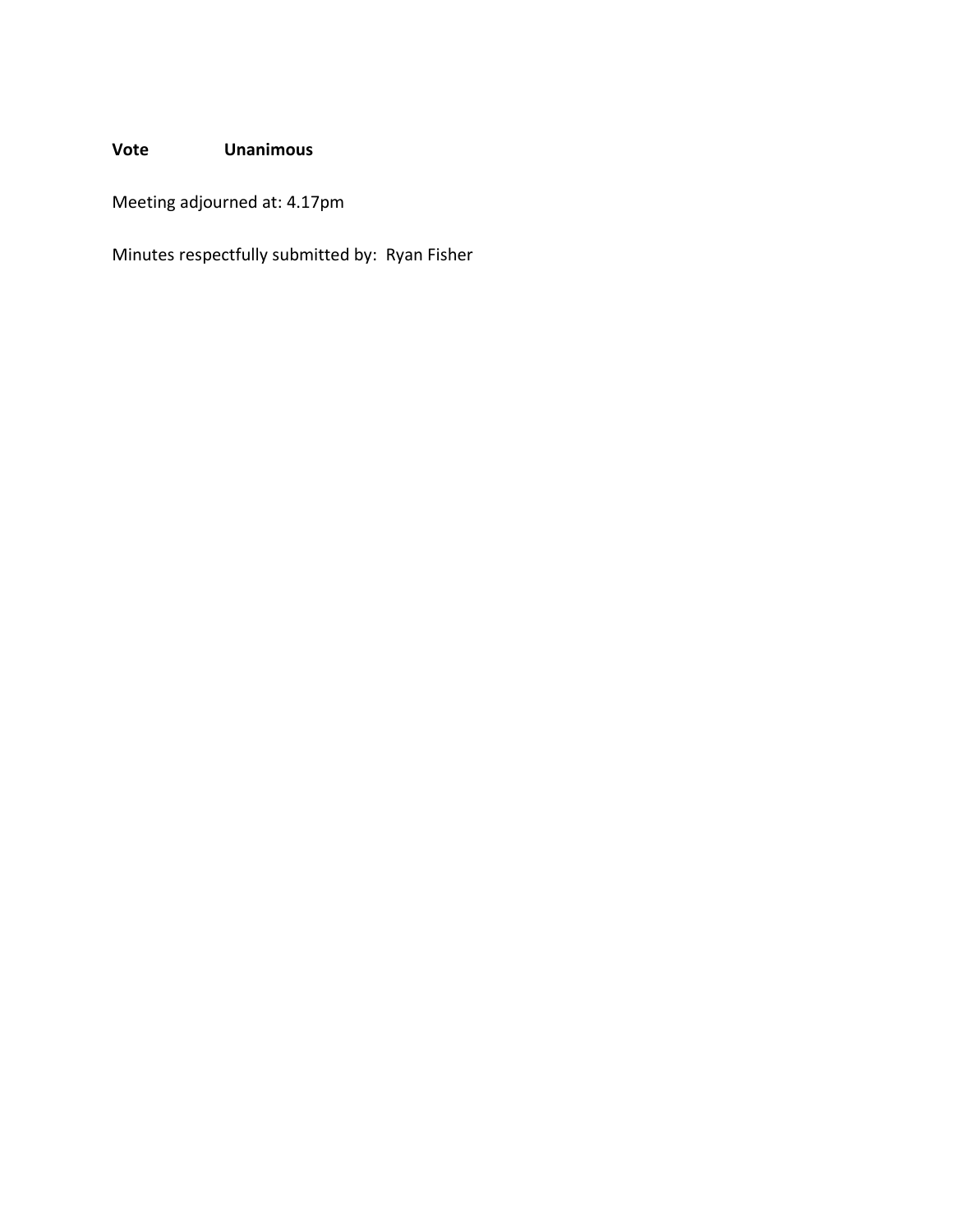**Vote** **Unanimous**

Meeting adjourned at: 4.17pm

Minutes respectfully submitted by: Ryan Fisher